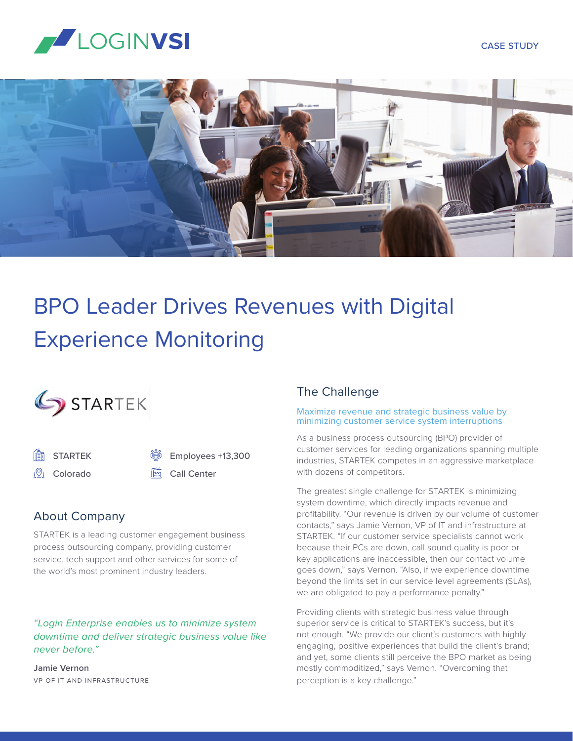LOGINVSI

CASE STUDY

# BPO Leader Drives Revenues with Digital Experience Monitoring

STARTEK

- STARTEK
- Colorado
- Employees +13,300
- Call Center

## About Company

STARTEK is a leading customer engagement business process outsourcing company, providing customer service, tech support and other services for some of the world's most prominent industry leaders.

*"Login Enterprise enables us to minimize system downtime and deliver strategic business value like never before."*

**Jamie Vernon**
VP OF IT AND INFRASTRUCTURE

## The Challenge

Maximize revenue and strategic business value by minimizing customer service system interruptions

As a business process outsourcing (BPO) provider of customer services for leading organizations spanning multiple industries, STARTEK competes in an aggressive marketplace with dozens of competitors.

The greatest single challenge for STARTEK is minimizing system downtime, which directly impacts revenue and profitability. "Our revenue is driven by our volume of customer contacts," says Jamie Vernon, VP of IT and infrastructure at STARTEK. "If our customer service specialists cannot work because their PCs are down, call sound quality is poor or key applications are inaccessible, then our contact volume goes down," says Vernon. "Also, if we experience downtime beyond the limits set in our service level agreements (SLAs), we are obligated to pay a performance penalty."

Providing clients with strategic business value through superior service is critical to STARTEK's success, but it's not enough. "We provide our client's customers with highly engaging, positive experiences that build the client's brand; and yet, some clients still perceive the BPO market as being mostly commoditized," says Vernon. "Overcoming that perception is a key challenge."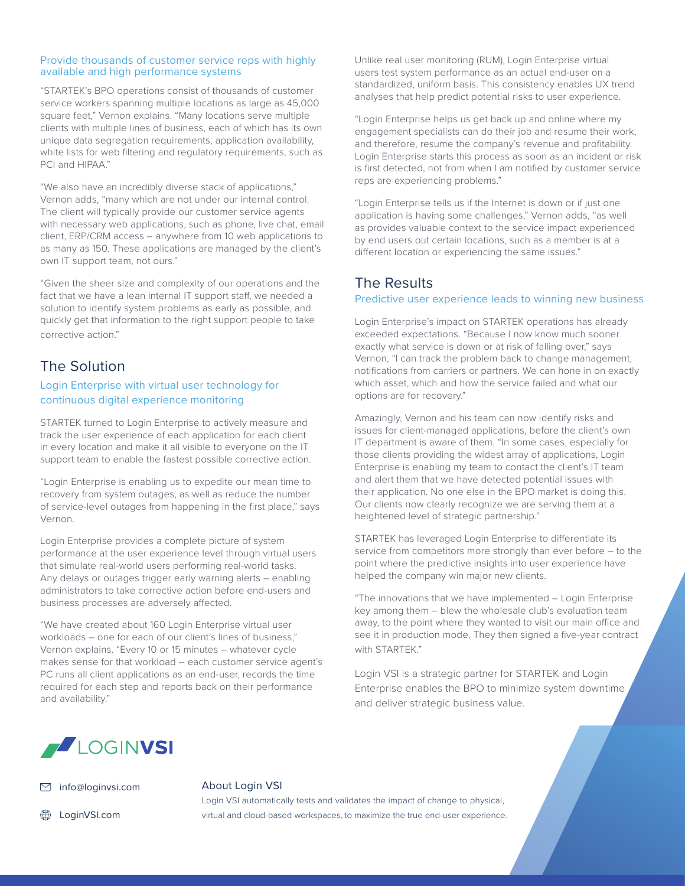### Provide thousands of customer service reps with highly available and high performance systems

"STARTEK's BPO operations consist of thousands of customer service workers spanning multiple locations as large as 45,000 square feet," Vernon explains. "Many locations serve multiple clients with multiple lines of business, each of which has its own unique data segregation requirements, application availability, white lists for web filtering and regulatory requirements, such as PCI and HIPAA."

"We also have an incredibly diverse stack of applications," Vernon adds, "many which are not under our internal control. The client will typically provide our customer service agents with necessary web applications, such as phone, live chat, email client, ERP/CRM access – anywhere from 10 web applications to as many as 150. These applications are managed by the client's own IT support team, not ours."

"Given the sheer size and complexity of our operations and the fact that we have a lean internal IT support staff, we needed a solution to identify system problems as early as possible, and quickly get that information to the right support people to take corrective action."

## The Solution

### Login Enterprise with virtual user technology for continuous digital experience monitoring

STARTEK turned to Login Enterprise to actively measure and track the user experience of each application for each client in every location and make it all visible to everyone on the IT support team to enable the fastest possible corrective action.

"Login Enterprise is enabling us to expedite our mean time to recovery from system outages, as well as reduce the number of service-level outages from happening in the first place," says Vernon.

Login Enterprise provides a complete picture of system performance at the user experience level through virtual users that simulate real-world users performing real-world tasks. Any delays or outages trigger early warning alerts – enabling administrators to take corrective action before end-users and business processes are adversely affected.

"We have created about 160 Login Enterprise virtual user workloads – one for each of our client's lines of business," Vernon explains. "Every 10 or 15 minutes – whatever cycle makes sense for that workload – each customer service agent's PC runs all client applications as an end-user, records the time required for each step and reports back on their performance and availability."

Unlike real user monitoring (RUM), Login Enterprise virtual users test system performance as an actual end-user on a standardized, uniform basis. This consistency enables UX trend analyses that help predict potential risks to user experience.

"Login Enterprise helps us get back up and online where my engagement specialists can do their job and resume their work, and therefore, resume the company's revenue and profitability. Login Enterprise starts this process as soon as an incident or risk is first detected, not from when I am notified by customer service reps are experiencing problems."

"Login Enterprise tells us if the Internet is down or if just one application is having some challenges," Vernon adds, "as well as provides valuable context to the service impact experienced by end users out certain locations, such as a member is at a different location or experiencing the same issues."

## The Results

### Predictive user experience leads to winning new business

Login Enterprise's impact on STARTEK operations has already exceeded expectations. "Because I now know much sooner exactly what service is down or at risk of falling over," says Vernon, "I can track the problem back to change management, notifications from carriers or partners. We can hone in on exactly which asset, which and how the service failed and what our options are for recovery."

Amazingly, Vernon and his team can now identify risks and issues for client-managed applications, before the client's own IT department is aware of them. "In some cases, especially for those clients providing the widest array of applications, Login Enterprise is enabling my team to contact the client's IT team and alert them that we have detected potential issues with their application. No one else in the BPO market is doing this. Our clients now clearly recognize we are serving them at a heightened level of strategic partnership."

STARTEK has leveraged Login Enterprise to differentiate its service from competitors more strongly than ever before – to the point where the predictive insights into user experience have helped the company win major new clients.

"The innovations that we have implemented – Login Enterprise key among them – blew the wholesale club's evaluation team away, to the point where they wanted to visit our main office and see it in production mode. They then signed a five-year contract with STARTEK."

Login VSI is a strategic partner for STARTEK and Login Enterprise enables the BPO to minimize system downtime and deliver strategic business value.

LOGINVSI

info@loginvsi.com

LoginVSI.com

### About Login VSI

Login VSI automatically tests and validates the impact of change to physical, virtual and cloud-based workspaces, to maximize the true end-user experience.